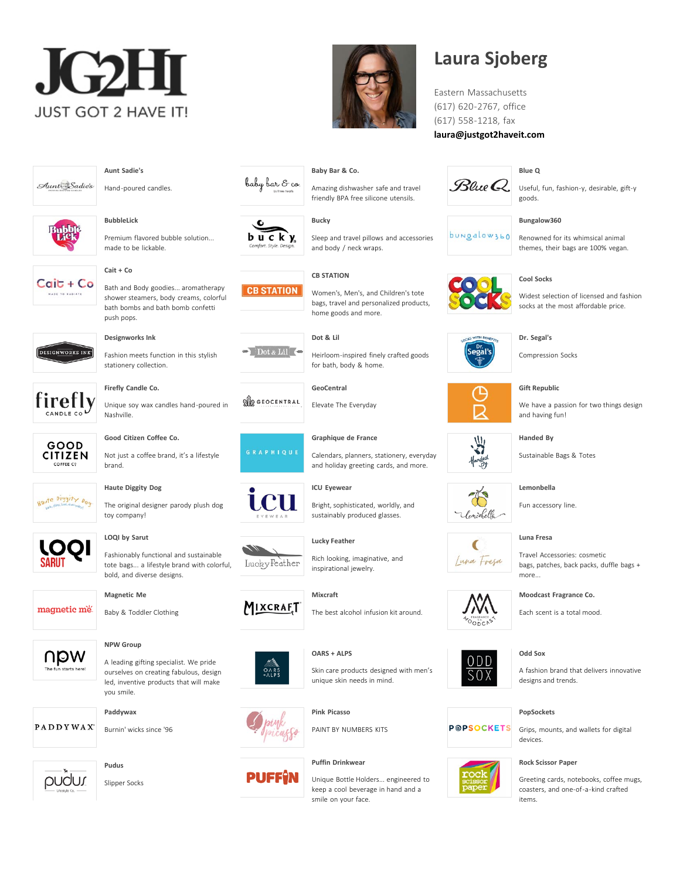# JG2HI

JUST GOT 2 HAVE IT!

## Laura Sjoberg

Eastern Massachusetts
(617) 620-2767, office
(617) 558-1218, fax
**laura@justgot2haveit.com**

**Aunt Sadie's**
Hand-poured candles.

**Baby Bar & Co.**
Amazing dishwasher safe and travel friendly BPA free silicone utensils.

**Blue Q**
Useful, fun, fashion-y, desirable, gift-y goods.

**BubbleLick**
Premium flavored bubble solution... made to be lickable.

**Bucky**
Sleep and travel pillows and accessories and body / neck wraps.

**Bungalow360**
Renowned for its whimsical animal themes, their bags are 100% vegan.

**Cait + Co**
Bath and Body goodies... aromatherapy shower steamers, body creams, colorful bath bombs and bath bomb confetti push pops.

**CB STATION**
Women's, Men's, and Children's tote bags, travel and personalized products, home goods and more.

**Cool Socks**
Widest selection of licensed and fashion socks at the most affordable price.

**Designworks Ink**
Fashion meets function in this stylish stationery collection.

**Dot & Lil**
Heirloom-inspired finely crafted goods for bath, body & home.

**Dr. Segal's**
Compression Socks

**Firefly Candle Co.**
Unique soy wax candles hand-poured in Nashville.

**GeoCentral**
Elevate The Everyday

**Gift Republic**
We have a passion for two things design and having fun!

**Good Citizen Coffee Co.**
Not just a coffee brand, it's a lifestyle brand.

**Graphique de France**
Calendars, planners, stationery, everyday and holiday greeting cards, and more.

**Handed By**
Sustainable Bags & Totes

**Haute Diggity Dog**
The original designer parody plush dog toy company!

**ICU Eyewear**
Bright, sophisticated, worldly, and sustainably produced glasses.

**Lemonbella**
Fun accessory line.

**LOQI by Sarut**
Fashionably functional and sustainable tote bags... a lifestyle brand with colorful, bold, and diverse designs.

**Lucky Feather**
Rich looking, imaginative, and inspirational jewelry.

**Luna Fresa**
Travel Accessories: cosmetic bags, patches, back packs, duffle bags + more...

**Magnetic Me**
Baby & Toddler Clothing

**Mixcraft**
The best alcohol infusion kit around.

**Moodcast Fragrance Co.**
Each scent is a total mood.

**NPW Group**
A leading gifting specialist. We pride ourselves on creating fabulous, design led, inventive products that will make you smile.

**OARS + ALPS**
Skin care products designed with men's unique skin needs in mind.

**Odd Sox**
A fashion brand that delivers innovative designs and trends.

**Paddywax**
Burnin' wicks since '96

**Pink Picasso**
PAINT BY NUMBERS KITS

**PopSockets**
Grips, mounts, and wallets for digital devices.

**Pudus**
Slipper Socks

**Puffin Drinkwear**
Unique Bottle Holders... engineered to keep a cool beverage in hand and a smile on your face.

**Rock Scissor Paper**
Greeting cards, notebooks, coffee mugs, coasters, and one-of-a-kind crafted items.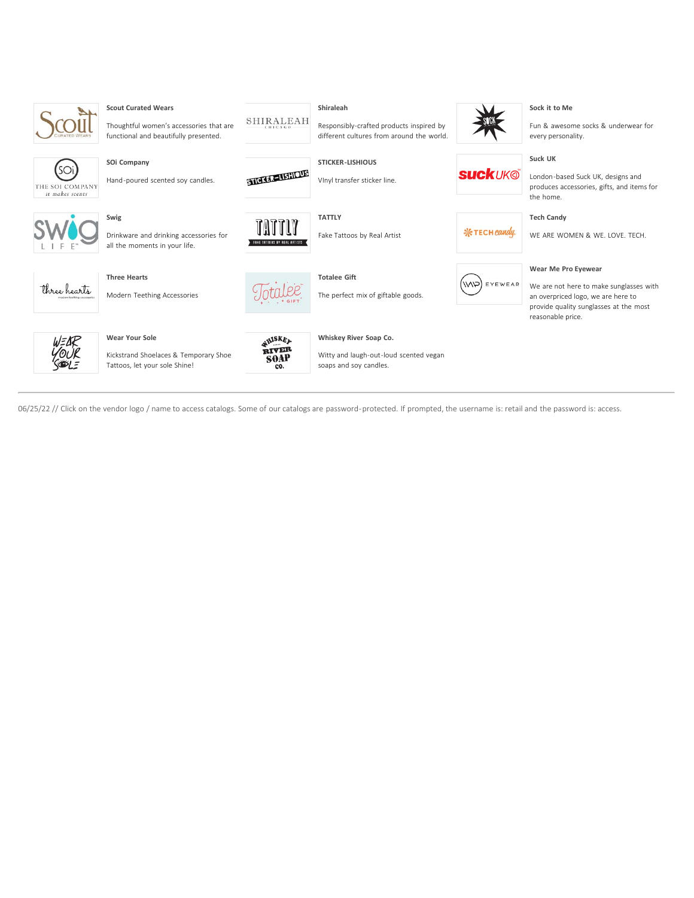**Scout Curated Wears**

Thoughtful women's accessories that are functional and beautifully presented.

**SOi Company**

Hand-poured scented soy candles.

**Swig**

Drinkware and drinking accessories for all the moments in your life.

**Three Hearts**

Modern Teething Accessories

**Wear Your Sole**

Kickstrand Shoelaces & Temporary Shoe Tattoos, let your sole Shine!

**Shiraleah**

Responsibly-crafted products inspired by different cultures from around the world.

**STICKER-LISHIOUS**

VInyl transfer sticker line.

**TATTLY**

Fake Tattoos by Real Artist

**Totalee Gift**

The perfect mix of giftable goods.

**Whiskey River Soap Co.**

Witty and laugh-out-loud scented vegan soaps and soy candles.

**Sock it to Me**

Fun & awesome socks & underwear for every personality.

**Suck UK**

London-based Suck UK, designs and produces accessories, gifts, and items for the home.

**Tech Candy**

WE ARE WOMEN & WE. LOVE. TECH.

**Wear Me Pro Eyewear**

We are not here to make sunglasses with an overpriced logo, we are here to provide quality sunglasses at the most reasonable price.

---

06/25/22 // Click on the vendor logo / name to access catalogs. Some of our catalogs are password-protected. If prompted, the username is: retail and the password is: access.